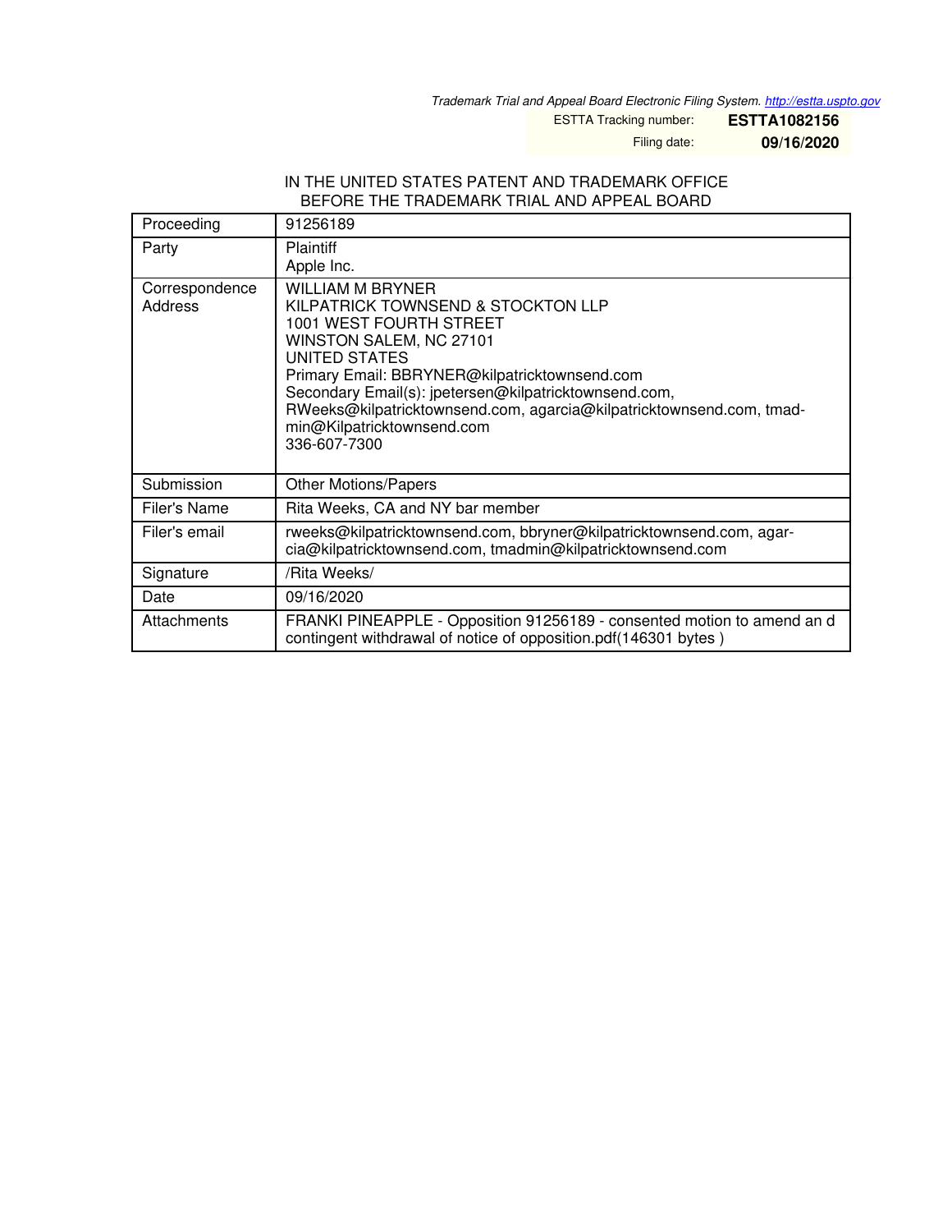*Trademark Trial and Appeal Board Electronic Filing System. http://estta.uspto.gov*

ESTTA Tracking number: **ESTTA1082156**

Filing date: **09/16/2020**

IN THE UNITED STATES PATENT AND TRADEMARK OFFICE
BEFORE THE TRADEMARK TRIAL AND APPEAL BOARD

| Proceeding | 91256189 |
|---|---|
| Party | Plaintiff<br>Apple Inc. |
| Correspondence Address | WILLIAM M BRYNER<br>KILPATRICK TOWNSEND & STOCKTON LLP<br>1001 WEST FOURTH STREET<br>WINSTON SALEM, NC 27101<br>UNITED STATES<br>Primary Email: BBRYNER@kilpatricktownsend.com<br>Secondary Email(s): jpetersen@kilpatricktownsend.com, RWeeks@kilpatricktownsend.com, agarcia@kilpatricktownsend.com, tmadmin@Kilpatricktownsend.com<br>336-607-7300 |
| Submission | Other Motions/Papers |
| Filer's Name | Rita Weeks, CA and NY bar member |
| Filer's email | rweeks@kilpatricktownsend.com, bbryner@kilpatricktownsend.com, agarcia@kilpatricktownsend.com, tmadmin@kilpatricktownsend.com |
| Signature | /Rita Weeks/ |
| Date | 09/16/2020 |
| Attachments | FRANKI PINEAPPLE - Opposition 91256189 - consented motion to amend an d contingent withdrawal of notice of opposition.pdf(146301 bytes ) |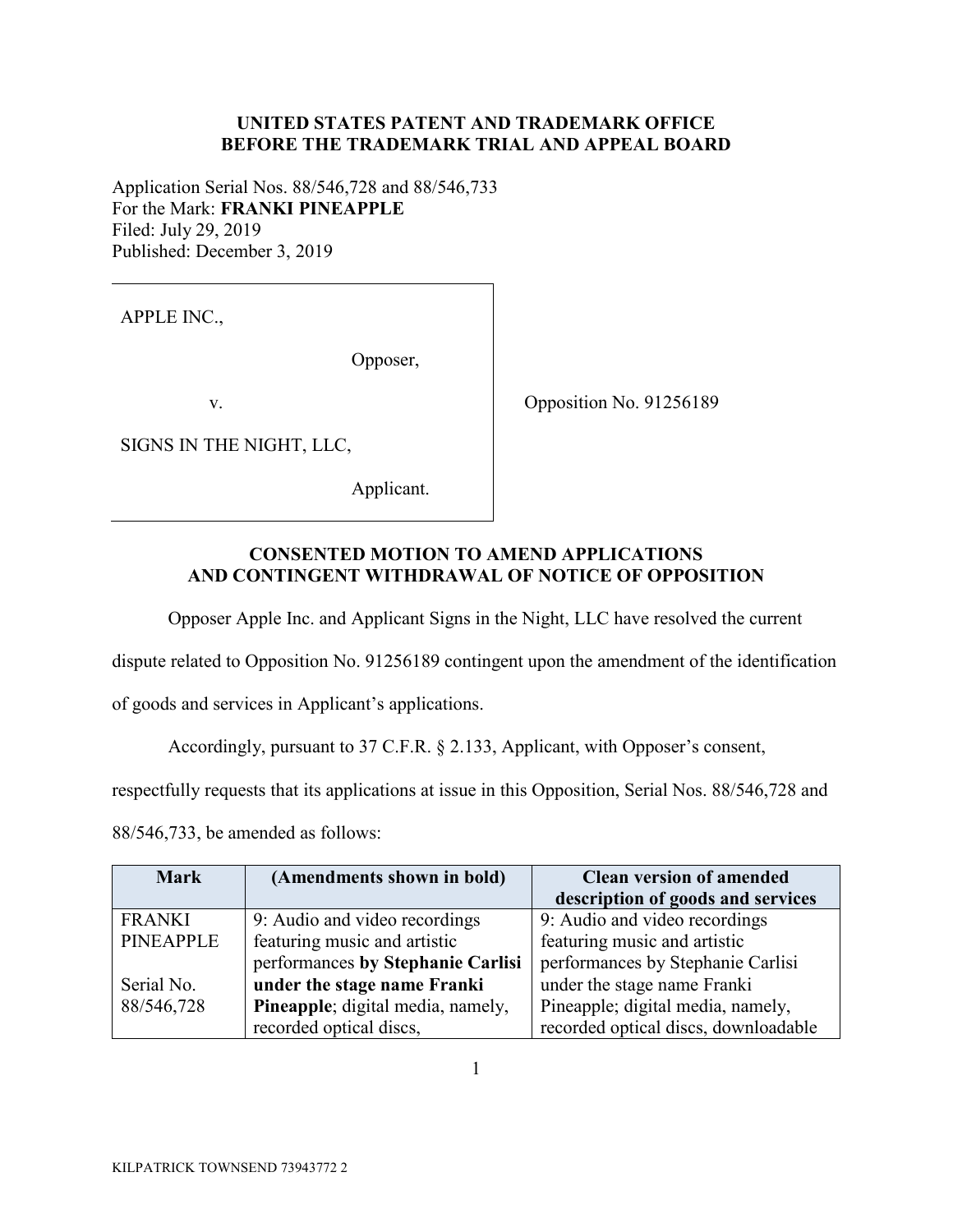**UNITED STATES PATENT AND TRADEMARK OFFICE**
**BEFORE THE TRADEMARK TRIAL AND APPEAL BOARD**

Application Serial Nos. 88/546,728 and 88/546,733
For the Mark: **FRANKI PINEAPPLE**
Filed: July 29, 2019
Published: December 3, 2019

| | |
|---|---|
| APPLE INC., Opposer, v. SIGNS IN THE NIGHT, LLC, Applicant. | Opposition No. 91256189 |

## CONSENTED MOTION TO AMEND APPLICATIONS AND CONTINGENT WITHDRAWAL OF NOTICE OF OPPOSITION

Opposer Apple Inc. and Applicant Signs in the Night, LLC have resolved the current dispute related to Opposition No. 91256189 contingent upon the amendment of the identification of goods and services in Applicant's applications.

Accordingly, pursuant to 37 C.F.R. § 2.133, Applicant, with Opposer's consent, respectfully requests that its applications at issue in this Opposition, Serial Nos. 88/546,728 and 88/546,733, be amended as follows:

| Mark | (Amendments shown in bold) | Clean version of amended description of goods and services |
|---|---|---|
| FRANKI PINEAPPLE<br><br>Serial No. 88/546,728 | 9: Audio and video recordings featuring music and artistic performances **by Stephanie Carlisi under the stage name Franki Pineapple**; digital media, namely, recorded optical discs, | 9: Audio and video recordings featuring music and artistic performances by Stephanie Carlisi under the stage name Franki Pineapple; digital media, namely, recorded optical discs, downloadable |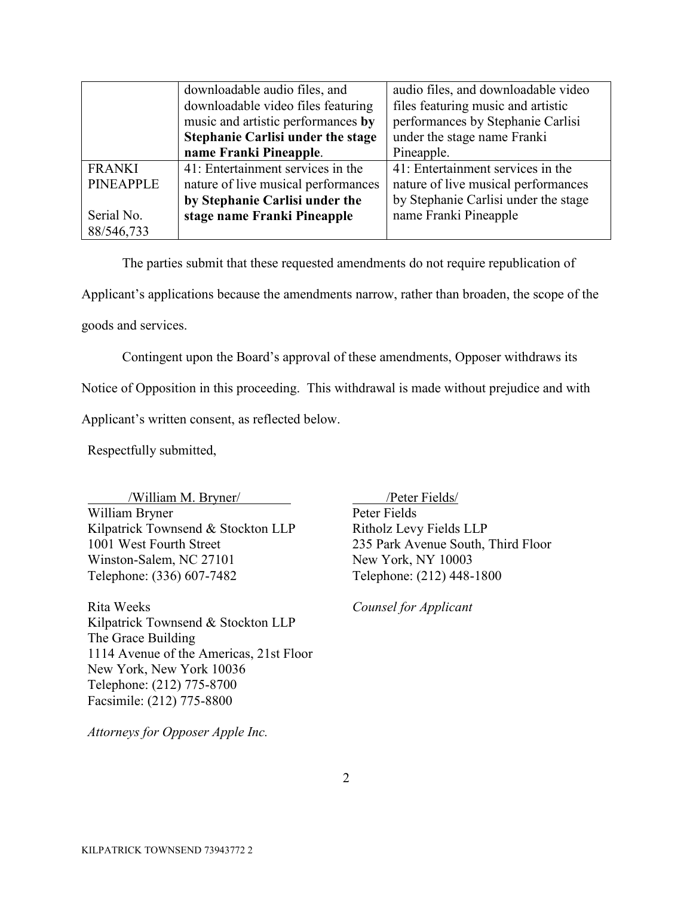| | downloadable audio files, and downloadable video files featuring music and artistic performances **by Stephanie Carlisi under the stage name Franki Pineapple**. | audio files, and downloadable video files featuring music and artistic performances by Stephanie Carlisi under the stage name Franki Pineapple. |
|---|---|---|
| FRANKI PINEAPPLE<br><br>Serial No. 88/546,733 | 41: Entertainment services in the nature of live musical performances **by Stephanie Carlisi under the stage name Franki Pineapple** | 41: Entertainment services in the nature of live musical performances by Stephanie Carlisi under the stage name Franki Pineapple |

The parties submit that these requested amendments do not require republication of Applicant's applications because the amendments narrow, rather than broaden, the scope of the goods and services.

Contingent upon the Board's approval of these amendments, Opposer withdraws its Notice of Opposition in this proceeding. This withdrawal is made without prejudice and with Applicant's written consent, as reflected below.

Respectfully submitted,

/William M. Bryner/
William Bryner
Kilpatrick Townsend & Stockton LLP
1001 West Fourth Street
Winston-Salem, NC 27101
Telephone: (336) 607-7482

Rita Weeks
Kilpatrick Townsend & Stockton LLP
The Grace Building
1114 Avenue of the Americas, 21st Floor
New York, New York 10036
Telephone: (212) 775-8700
Facsimile: (212) 775-8800

*Attorneys for Opposer Apple Inc.*

/Peter Fields/
Peter Fields
Ritholz Levy Fields LLP
235 Park Avenue South, Third Floor
New York, NY 10003
Telephone: (212) 448-1800

*Counsel for Applicant*

KILPATRICK TOWNSEND 73943772 2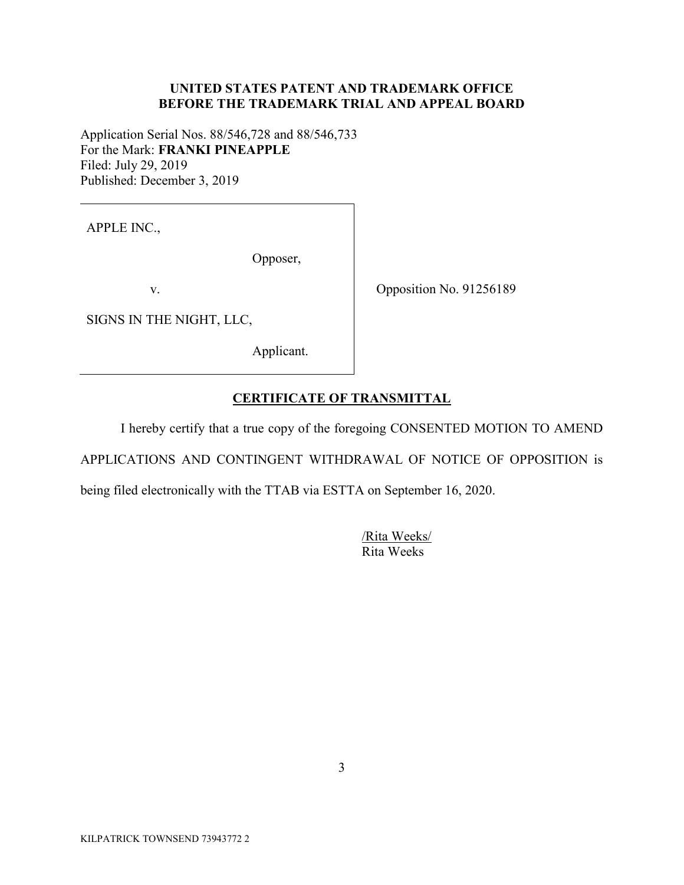**UNITED STATES PATENT AND TRADEMARK OFFICE**
**BEFORE THE TRADEMARK TRIAL AND APPEAL BOARD**

Application Serial Nos. 88/546,728 and 88/546,733
For the Mark: **FRANKI PINEAPPLE**
Filed: July 29, 2019
Published: December 3, 2019

| | |
|---|---|
| APPLE INC., Opposer, v. SIGNS IN THE NIGHT, LLC, Applicant. | Opposition No. 91256189 |

## CERTIFICATE OF TRANSMITTAL

I hereby certify that a true copy of the foregoing CONSENTED MOTION TO AMEND APPLICATIONS AND CONTINGENT WITHDRAWAL OF NOTICE OF OPPOSITION is being filed electronically with the TTAB via ESTTA on September 16, 2020.

/Rita Weeks/
Rita Weeks

KILPATRICK TOWNSEND 73943772 2